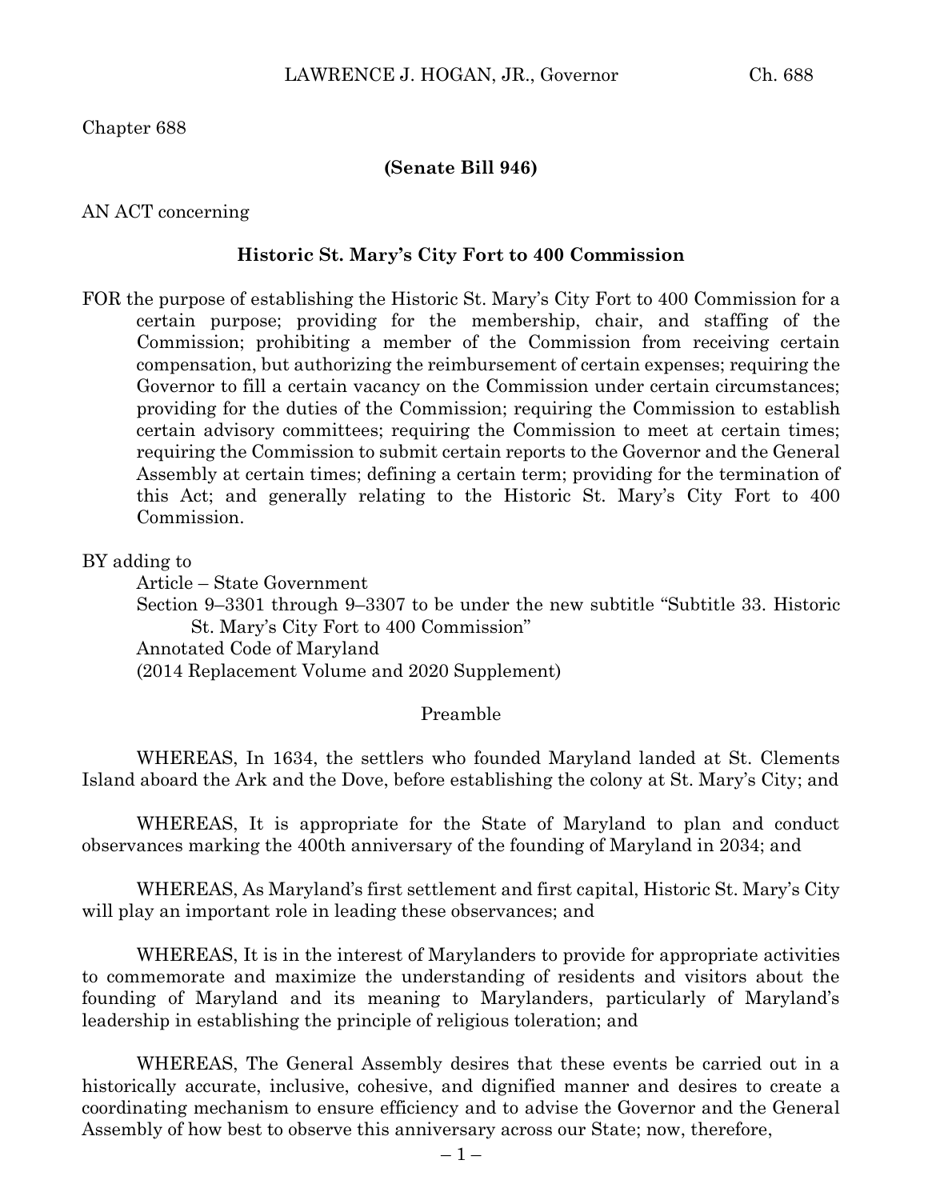Chapter 688

**(Senate Bill 946)**

AN ACT concerning

**Historic St. Mary's City Fort to 400 Commission**

FOR the purpose of establishing the Historic St. Mary's City Fort to 400 Commission for a certain purpose; providing for the membership, chair, and staffing of the Commission; prohibiting a member of the Commission from receiving certain compensation, but authorizing the reimbursement of certain expenses; requiring the Governor to fill a certain vacancy on the Commission under certain circumstances; providing for the duties of the Commission; requiring the Commission to establish certain advisory committees; requiring the Commission to meet at certain times; requiring the Commission to submit certain reports to the Governor and the General Assembly at certain times; defining a certain term; providing for the termination of this Act; and generally relating to the Historic St. Mary's City Fort to 400 Commission.

BY adding to
Article – State Government
Section 9–3301 through 9–3307 to be under the new subtitle "Subtitle 33. Historic St. Mary's City Fort to 400 Commission"
Annotated Code of Maryland
(2014 Replacement Volume and 2020 Supplement)

Preamble

WHEREAS, In 1634, the settlers who founded Maryland landed at St. Clements Island aboard the Ark and the Dove, before establishing the colony at St. Mary's City; and

WHEREAS, It is appropriate for the State of Maryland to plan and conduct observances marking the 400th anniversary of the founding of Maryland in 2034; and

WHEREAS, As Maryland's first settlement and first capital, Historic St. Mary's City will play an important role in leading these observances; and

WHEREAS, It is in the interest of Marylanders to provide for appropriate activities to commemorate and maximize the understanding of residents and visitors about the founding of Maryland and its meaning to Marylanders, particularly of Maryland's leadership in establishing the principle of religious toleration; and

WHEREAS, The General Assembly desires that these events be carried out in a historically accurate, inclusive, cohesive, and dignified manner and desires to create a coordinating mechanism to ensure efficiency and to advise the Governor and the General Assembly of how best to observe this anniversary across our State; now, therefore,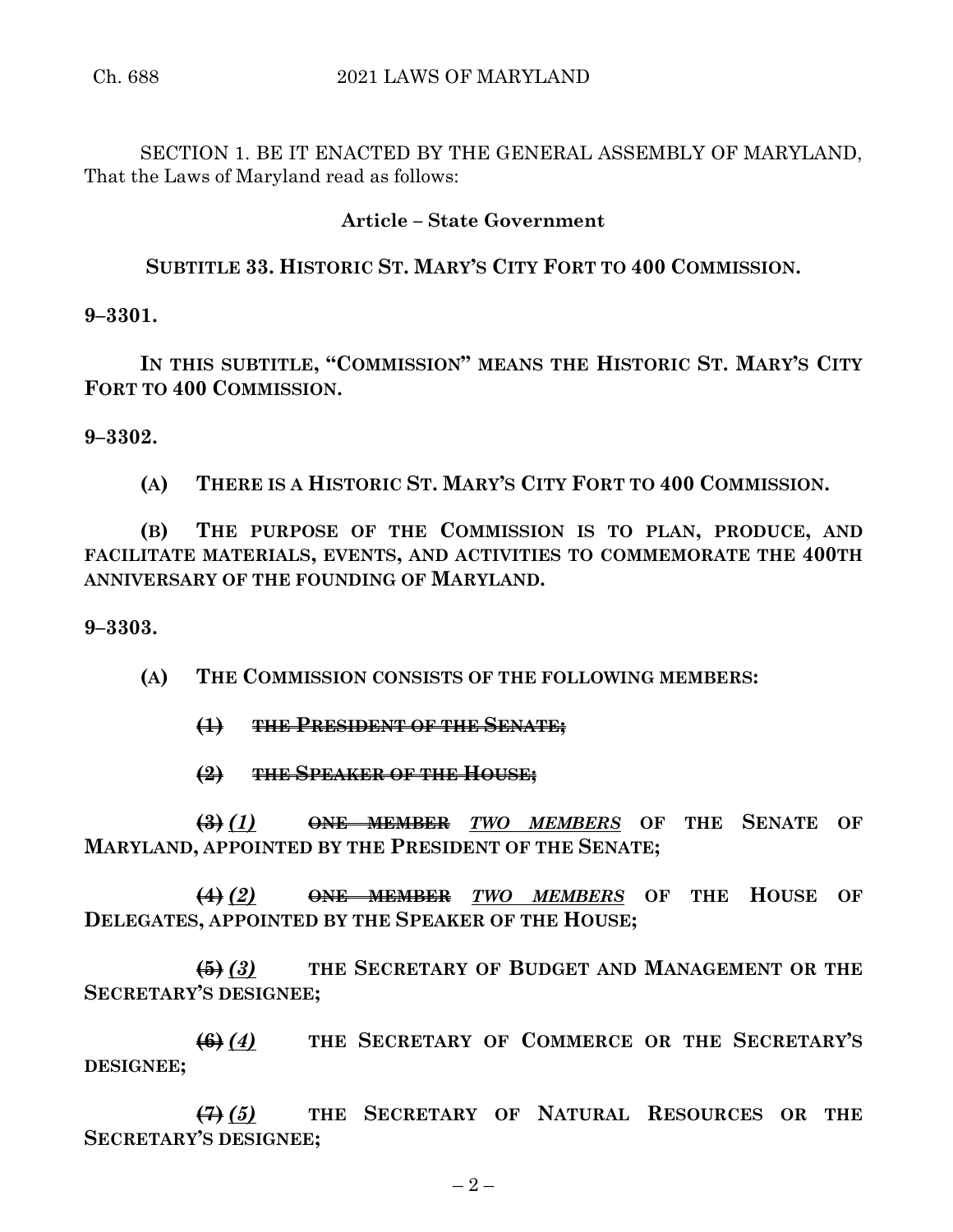SECTION 1. BE IT ENACTED BY THE GENERAL ASSEMBLY OF MARYLAND, That the Laws of Maryland read as follows:

**Article – State Government**

**SUBTITLE 33. HISTORIC ST. MARY'S CITY FORT TO 400 COMMISSION.**

**9–3301.**

**IN THIS SUBTITLE, "COMMISSION" MEANS THE HISTORIC ST. MARY'S CITY FORT TO 400 COMMISSION.**

**9–3302.**

**(A) THERE IS A HISTORIC ST. MARY'S CITY FORT TO 400 COMMISSION.**

**(B) THE PURPOSE OF THE COMMISSION IS TO PLAN, PRODUCE, AND FACILITATE MATERIALS, EVENTS, AND ACTIVITIES TO COMMEMORATE THE 400TH ANNIVERSARY OF THE FOUNDING OF MARYLAND.**

**9–3303.**

**(A) THE COMMISSION CONSISTS OF THE FOLLOWING MEMBERS:**

~~**(1) THE PRESIDENT OF THE SENATE;**~~

~~**(2) THE SPEAKER OF THE HOUSE;**~~

~~**(3)**~~ *(1)* ~~**ONE MEMBER**~~ *TWO MEMBERS* **OF THE SENATE OF MARYLAND, APPOINTED BY THE PRESIDENT OF THE SENATE;**

~~**(4)**~~ *(2)* ~~**ONE MEMBER**~~ *TWO MEMBERS* **OF THE HOUSE OF DELEGATES, APPOINTED BY THE SPEAKER OF THE HOUSE;**

~~**(5)**~~ *(3)* **THE SECRETARY OF BUDGET AND MANAGEMENT OR THE SECRETARY'S DESIGNEE;**

~~**(6)**~~ *(4)* **THE SECRETARY OF COMMERCE OR THE SECRETARY'S DESIGNEE;**

~~**(7)**~~ *(5)* **THE SECRETARY OF NATURAL RESOURCES OR THE SECRETARY'S DESIGNEE;**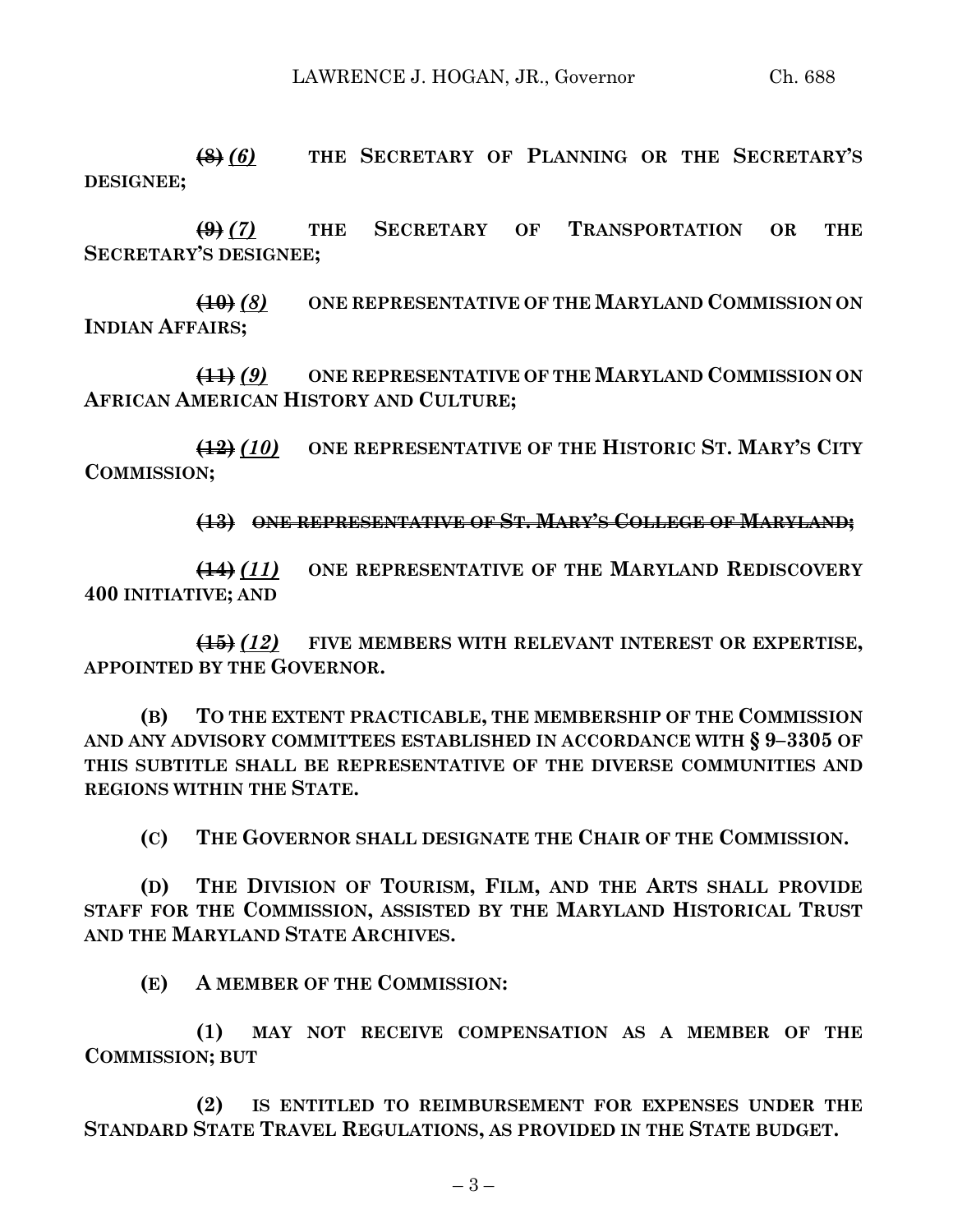~~(8)~~ *(6)* **THE SECRETARY OF PLANNING OR THE SECRETARY'S DESIGNEE;**

~~(9)~~ *(7)* **THE SECRETARY OF TRANSPORTATION OR THE SECRETARY'S DESIGNEE;**

~~(10)~~ *(8)* **ONE REPRESENTATIVE OF THE MARYLAND COMMISSION ON INDIAN AFFAIRS;**

~~(11)~~ *(9)* **ONE REPRESENTATIVE OF THE MARYLAND COMMISSION ON AFRICAN AMERICAN HISTORY AND CULTURE;**

~~(12)~~ *(10)* **ONE REPRESENTATIVE OF THE HISTORIC ST. MARY'S CITY COMMISSION;**

~~**(13) ONE REPRESENTATIVE OF ST. MARY'S COLLEGE OF MARYLAND;**~~

~~(14)~~ *(11)* **ONE REPRESENTATIVE OF THE MARYLAND REDISCOVERY 400 INITIATIVE; AND**

~~(15)~~ *(12)* **FIVE MEMBERS WITH RELEVANT INTEREST OR EXPERTISE, APPOINTED BY THE GOVERNOR.**

**(B) TO THE EXTENT PRACTICABLE, THE MEMBERSHIP OF THE COMMISSION AND ANY ADVISORY COMMITTEES ESTABLISHED IN ACCORDANCE WITH § 9–3305 OF THIS SUBTITLE SHALL BE REPRESENTATIVE OF THE DIVERSE COMMUNITIES AND REGIONS WITHIN THE STATE.**

**(C) THE GOVERNOR SHALL DESIGNATE THE CHAIR OF THE COMMISSION.**

**(D) THE DIVISION OF TOURISM, FILM, AND THE ARTS SHALL PROVIDE STAFF FOR THE COMMISSION, ASSISTED BY THE MARYLAND HISTORICAL TRUST AND THE MARYLAND STATE ARCHIVES.**

**(E) A MEMBER OF THE COMMISSION:**

**(1) MAY NOT RECEIVE COMPENSATION AS A MEMBER OF THE COMMISSION; BUT**

**(2) IS ENTITLED TO REIMBURSEMENT FOR EXPENSES UNDER THE STANDARD STATE TRAVEL REGULATIONS, AS PROVIDED IN THE STATE BUDGET.**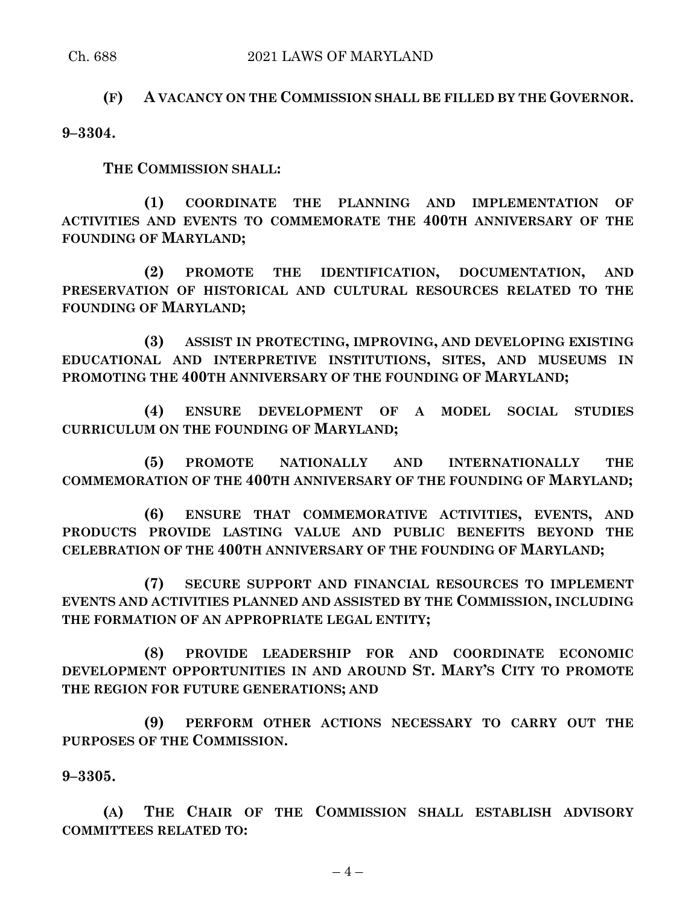**(F) A VACANCY ON THE COMMISSION SHALL BE FILLED BY THE GOVERNOR.**

**9–3304.**

**THE COMMISSION SHALL:**

**(1) COORDINATE THE PLANNING AND IMPLEMENTATION OF ACTIVITIES AND EVENTS TO COMMEMORATE THE 400TH ANNIVERSARY OF THE FOUNDING OF MARYLAND;**

**(2) PROMOTE THE IDENTIFICATION, DOCUMENTATION, AND PRESERVATION OF HISTORICAL AND CULTURAL RESOURCES RELATED TO THE FOUNDING OF MARYLAND;**

**(3) ASSIST IN PROTECTING, IMPROVING, AND DEVELOPING EXISTING EDUCATIONAL AND INTERPRETIVE INSTITUTIONS, SITES, AND MUSEUMS IN PROMOTING THE 400TH ANNIVERSARY OF THE FOUNDING OF MARYLAND;**

**(4) ENSURE DEVELOPMENT OF A MODEL SOCIAL STUDIES CURRICULUM ON THE FOUNDING OF MARYLAND;**

**(5) PROMOTE NATIONALLY AND INTERNATIONALLY THE COMMEMORATION OF THE 400TH ANNIVERSARY OF THE FOUNDING OF MARYLAND;**

**(6) ENSURE THAT COMMEMORATIVE ACTIVITIES, EVENTS, AND PRODUCTS PROVIDE LASTING VALUE AND PUBLIC BENEFITS BEYOND THE CELEBRATION OF THE 400TH ANNIVERSARY OF THE FOUNDING OF MARYLAND;**

**(7) SECURE SUPPORT AND FINANCIAL RESOURCES TO IMPLEMENT EVENTS AND ACTIVITIES PLANNED AND ASSISTED BY THE COMMISSION, INCLUDING THE FORMATION OF AN APPROPRIATE LEGAL ENTITY;**

**(8) PROVIDE LEADERSHIP FOR AND COORDINATE ECONOMIC DEVELOPMENT OPPORTUNITIES IN AND AROUND ST. MARY'S CITY TO PROMOTE THE REGION FOR FUTURE GENERATIONS; AND**

**(9) PERFORM OTHER ACTIONS NECESSARY TO CARRY OUT THE PURPOSES OF THE COMMISSION.**

**9–3305.**

**(A) THE CHAIR OF THE COMMISSION SHALL ESTABLISH ADVISORY COMMITTEES RELATED TO:**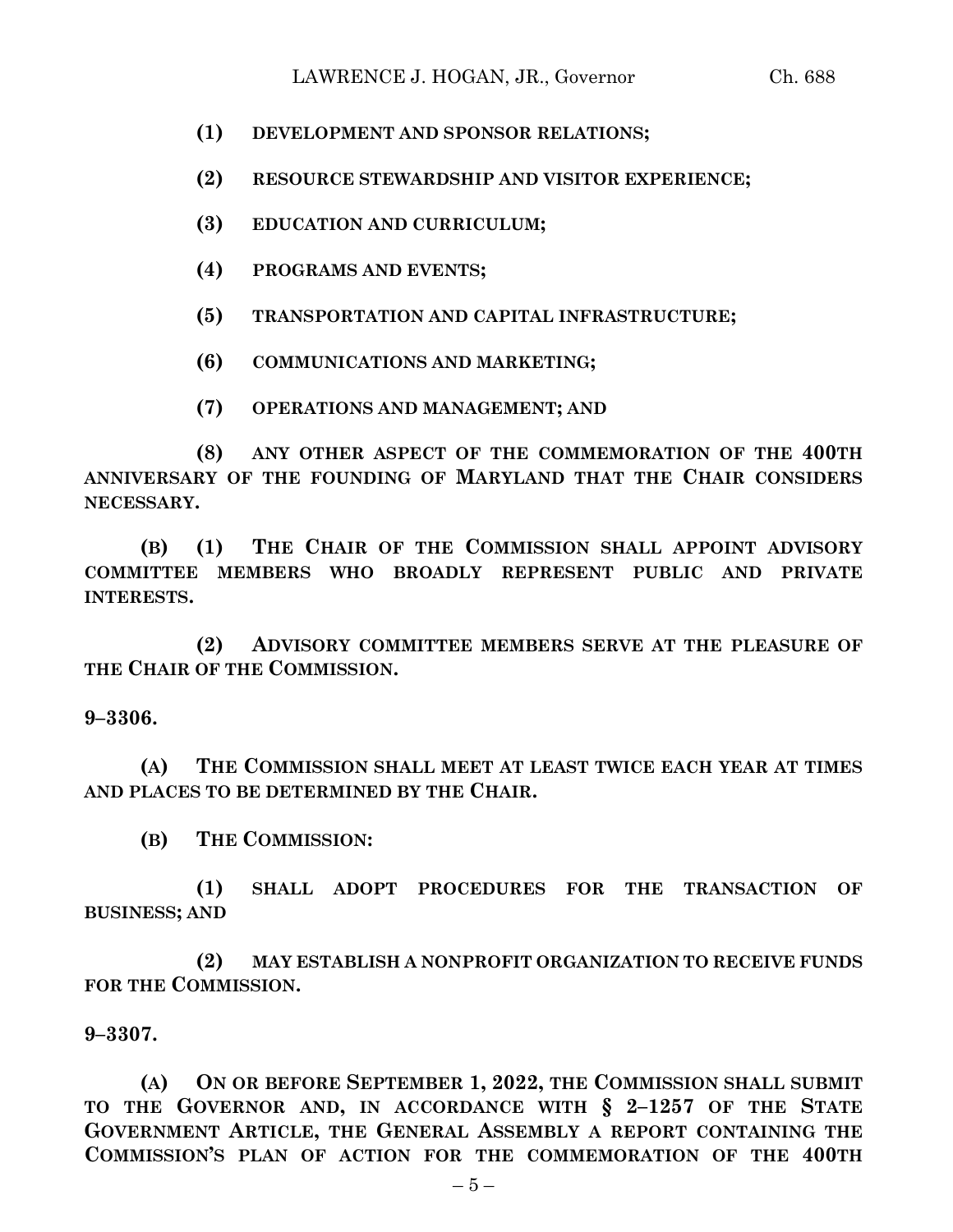**(1) DEVELOPMENT AND SPONSOR RELATIONS;**

**(2) RESOURCE STEWARDSHIP AND VISITOR EXPERIENCE;**

**(3) EDUCATION AND CURRICULUM;**

**(4) PROGRAMS AND EVENTS;**

**(5) TRANSPORTATION AND CAPITAL INFRASTRUCTURE;**

**(6) COMMUNICATIONS AND MARKETING;**

**(7) OPERATIONS AND MANAGEMENT; AND**

**(8) ANY OTHER ASPECT OF THE COMMEMORATION OF THE 400TH ANNIVERSARY OF THE FOUNDING OF MARYLAND THAT THE CHAIR CONSIDERS NECESSARY.**

**(B) (1) THE CHAIR OF THE COMMISSION SHALL APPOINT ADVISORY COMMITTEE MEMBERS WHO BROADLY REPRESENT PUBLIC AND PRIVATE INTERESTS.**

**(2) ADVISORY COMMITTEE MEMBERS SERVE AT THE PLEASURE OF THE CHAIR OF THE COMMISSION.**

**9–3306.**

**(A) THE COMMISSION SHALL MEET AT LEAST TWICE EACH YEAR AT TIMES AND PLACES TO BE DETERMINED BY THE CHAIR.**

**(B) THE COMMISSION:**

**(1) SHALL ADOPT PROCEDURES FOR THE TRANSACTION OF BUSINESS; AND**

**(2) MAY ESTABLISH A NONPROFIT ORGANIZATION TO RECEIVE FUNDS FOR THE COMMISSION.**

**9–3307.**

**(A) ON OR BEFORE SEPTEMBER 1, 2022, THE COMMISSION SHALL SUBMIT TO THE GOVERNOR AND, IN ACCORDANCE WITH § 2–1257 OF THE STATE GOVERNMENT ARTICLE, THE GENERAL ASSEMBLY A REPORT CONTAINING THE COMMISSION'S PLAN OF ACTION FOR THE COMMEMORATION OF THE 400TH**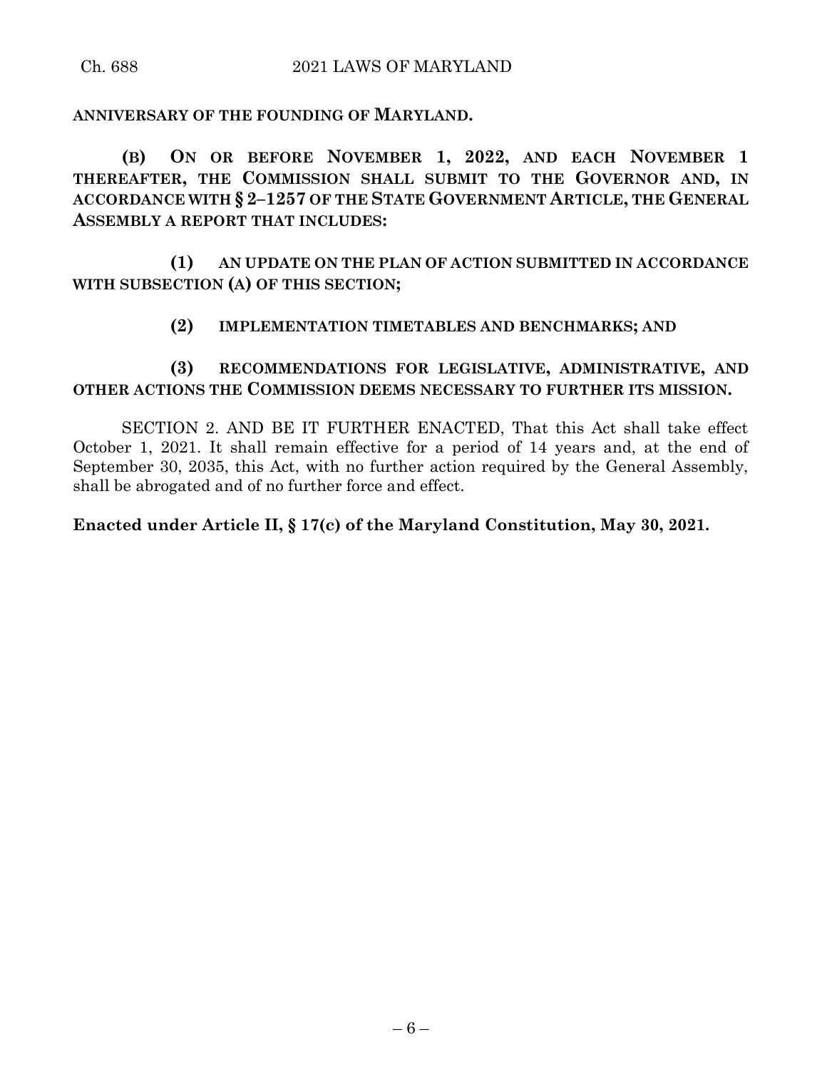**ANNIVERSARY OF THE FOUNDING OF MARYLAND.**

**(B) ON OR BEFORE NOVEMBER 1, 2022, AND EACH NOVEMBER 1 THEREAFTER, THE COMMISSION SHALL SUBMIT TO THE GOVERNOR AND, IN ACCORDANCE WITH § 2–1257 OF THE STATE GOVERNMENT ARTICLE, THE GENERAL ASSEMBLY A REPORT THAT INCLUDES:**

**(1) AN UPDATE ON THE PLAN OF ACTION SUBMITTED IN ACCORDANCE WITH SUBSECTION (A) OF THIS SECTION;**

**(2) IMPLEMENTATION TIMETABLES AND BENCHMARKS; AND**

**(3) RECOMMENDATIONS FOR LEGISLATIVE, ADMINISTRATIVE, AND OTHER ACTIONS THE COMMISSION DEEMS NECESSARY TO FURTHER ITS MISSION.**

SECTION 2. AND BE IT FURTHER ENACTED, That this Act shall take effect October 1, 2021. It shall remain effective for a period of 14 years and, at the end of September 30, 2035, this Act, with no further action required by the General Assembly, shall be abrogated and of no further force and effect.

**Enacted under Article II, § 17(c) of the Maryland Constitution, May 30, 2021.**